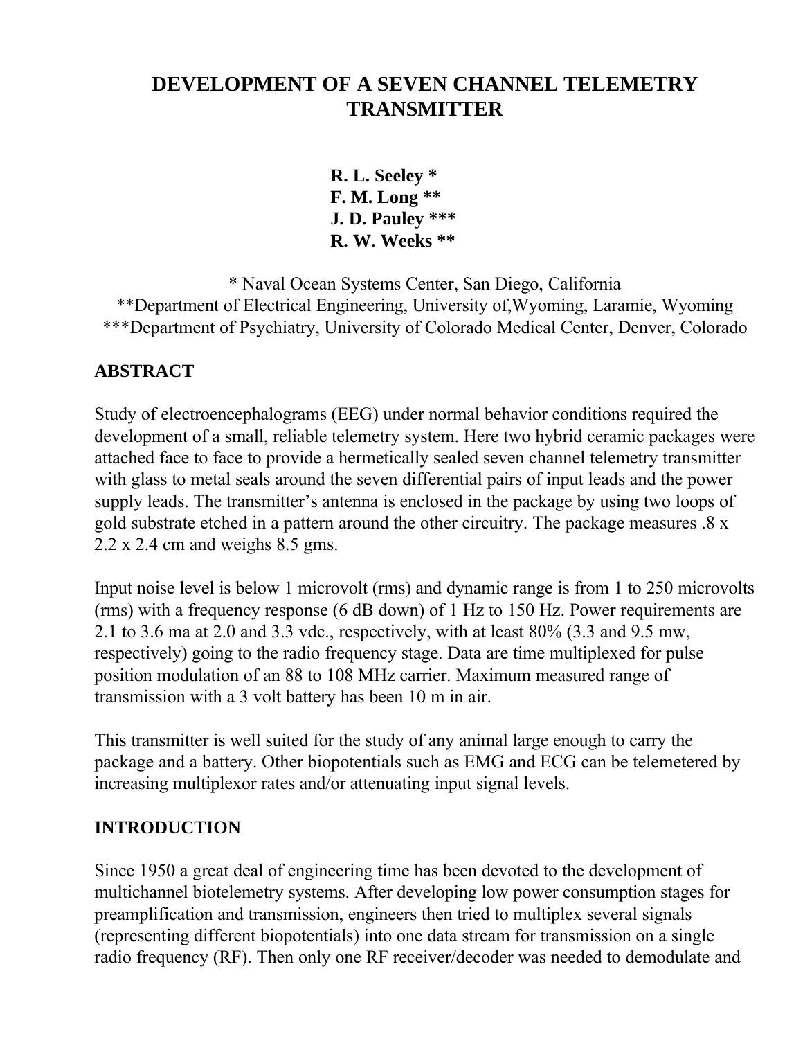# DEVELOPMENT OF A SEVEN CHANNEL TELEMETRY TRANSMITTER

**R. L. Seeley \***
**F. M. Long \*\***
**J. D. Pauley \*\*\***
**R. W. Weeks \*\***

\* Naval Ocean Systems Center, San Diego, California
\*\*Department of Electrical Engineering, University of,Wyoming, Laramie, Wyoming
\*\*\*Department of Psychiatry, University of Colorado Medical Center, Denver, Colorado

## ABSTRACT

Study of electroencephalograms (EEG) under normal behavior conditions required the development of a small, reliable telemetry system. Here two hybrid ceramic packages were attached face to face to provide a hermetically sealed seven channel telemetry transmitter with glass to metal seals around the seven differential pairs of input leads and the power supply leads. The transmitter's antenna is enclosed in the package by using two loops of gold substrate etched in a pattern around the other circuitry. The package measures .8 x 2.2 x 2.4 cm and weighs 8.5 gms.

Input noise level is below 1 microvolt (rms) and dynamic range is from 1 to 250 microvolts (rms) with a frequency response (6 dB down) of 1 Hz to 150 Hz. Power requirements are 2.1 to 3.6 ma at 2.0 and 3.3 vdc., respectively, with at least 80% (3.3 and 9.5 mw, respectively) going to the radio frequency stage. Data are time multiplexed for pulse position modulation of an 88 to 108 MHz carrier. Maximum measured range of transmission with a 3 volt battery has been 10 m in air.

This transmitter is well suited for the study of any animal large enough to carry the package and a battery. Other biopotentials such as EMG and ECG can be telemetered by increasing multiplexor rates and/or attenuating input signal levels.

## INTRODUCTION

Since 1950 a great deal of engineering time has been devoted to the development of multichannel biotelemetry systems. After developing low power consumption stages for preamplification and transmission, engineers then tried to multiplex several signals (representing different biopotentials) into one data stream for transmission on a single radio frequency (RF). Then only one RF receiver/decoder was needed to demodulate and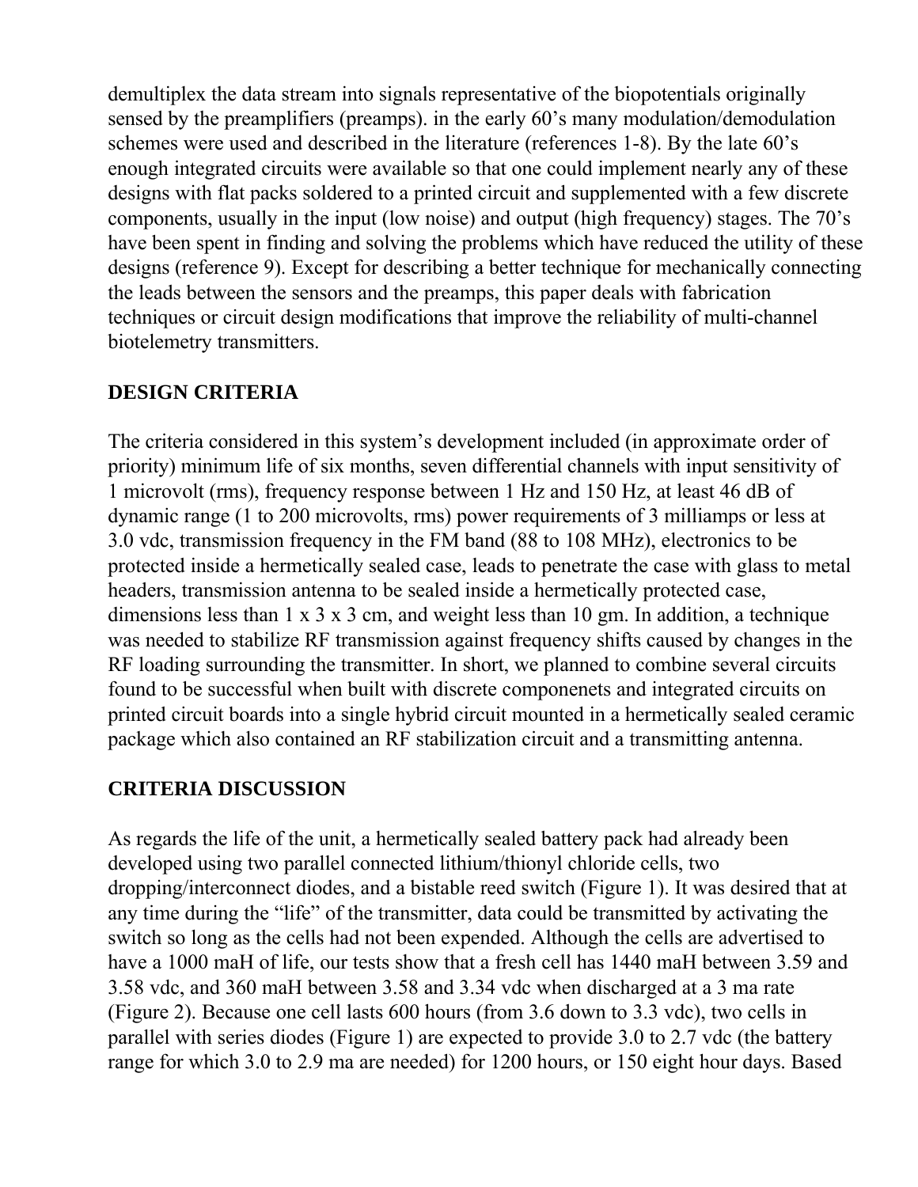demultiplex the data stream into signals representative of the biopotentials originally sensed by the preamplifiers (preamps). in the early 60's many modulation/demodulation schemes were used and described in the literature (references 1-8). By the late 60's enough integrated circuits were available so that one could implement nearly any of these designs with flat packs soldered to a printed circuit and supplemented with a few discrete components, usually in the input (low noise) and output (high frequency) stages. The 70's have been spent in finding and solving the problems which have reduced the utility of these designs (reference 9). Except for describing a better technique for mechanically connecting the leads between the sensors and the preamps, this paper deals with fabrication techniques or circuit design modifications that improve the reliability of multi-channel biotelemetry transmitters.

## DESIGN CRITERIA

The criteria considered in this system's development included (in approximate order of priority) minimum life of six months, seven differential channels with input sensitivity of 1 microvolt (rms), frequency response between 1 Hz and 150 Hz, at least 46 dB of dynamic range (1 to 200 microvolts, rms) power requirements of 3 milliamps or less at 3.0 vdc, transmission frequency in the FM band (88 to 108 MHz), electronics to be protected inside a hermetically sealed case, leads to penetrate the case with glass to metal headers, transmission antenna to be sealed inside a hermetically protected case, dimensions less than 1 x 3 x 3 cm, and weight less than 10 gm. In addition, a technique was needed to stabilize RF transmission against frequency shifts caused by changes in the RF loading surrounding the transmitter. In short, we planned to combine several circuits found to be successful when built with discrete componenets and integrated circuits on printed circuit boards into a single hybrid circuit mounted in a hermetically sealed ceramic package which also contained an RF stabilization circuit and a transmitting antenna.

## CRITERIA DISCUSSION

As regards the life of the unit, a hermetically sealed battery pack had already been developed using two parallel connected lithium/thionyl chloride cells, two dropping/interconnect diodes, and a bistable reed switch (Figure 1). It was desired that at any time during the "life" of the transmitter, data could be transmitted by activating the switch so long as the cells had not been expended. Although the cells are advertised to have a 1000 maH of life, our tests show that a fresh cell has 1440 maH between 3.59 and 3.58 vdc, and 360 maH between 3.58 and 3.34 vdc when discharged at a 3 ma rate (Figure 2). Because one cell lasts 600 hours (from 3.6 down to 3.3 vdc), two cells in parallel with series diodes (Figure 1) are expected to provide 3.0 to 2.7 vdc (the battery range for which 3.0 to 2.9 ma are needed) for 1200 hours, or 150 eight hour days. Based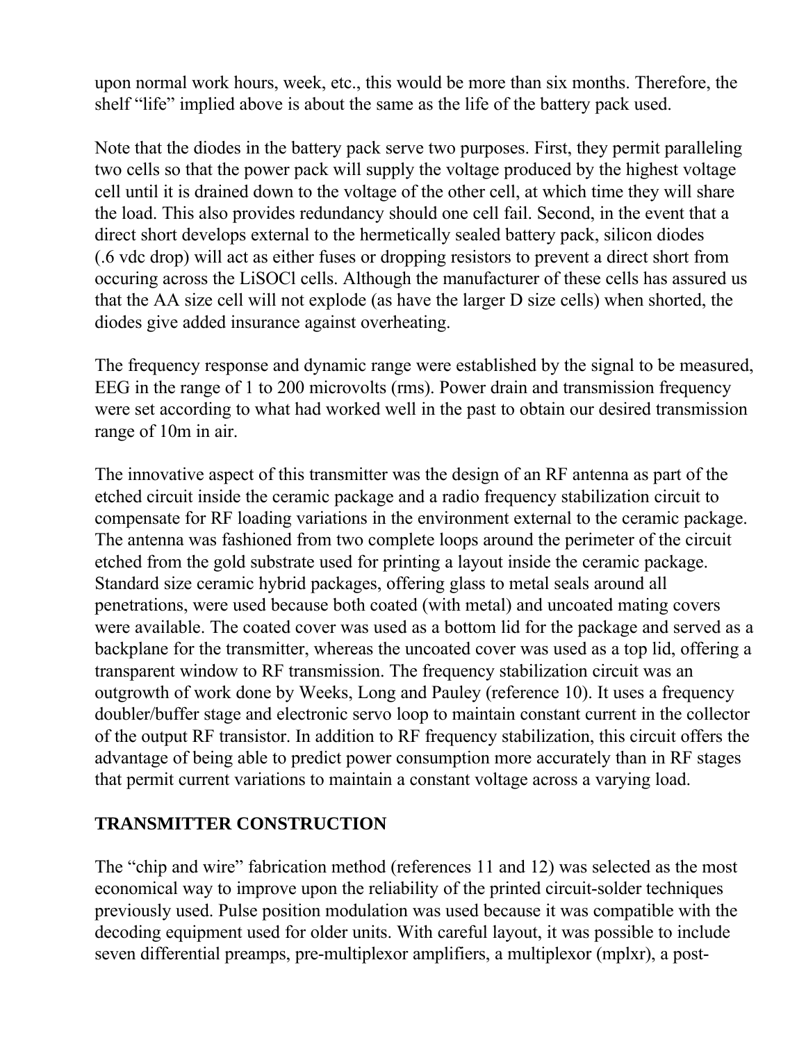upon normal work hours, week, etc., this would be more than six months. Therefore, the shelf "life" implied above is about the same as the life of the battery pack used.

Note that the diodes in the battery pack serve two purposes. First, they permit paralleling two cells so that the power pack will supply the voltage produced by the highest voltage cell until it is drained down to the voltage of the other cell, at which time they will share the load. This also provides redundancy should one cell fail. Second, in the event that a direct short develops external to the hermetically sealed battery pack, silicon diodes (.6 vdc drop) will act as either fuses or dropping resistors to prevent a direct short from occuring across the LiSOCl cells. Although the manufacturer of these cells has assured us that the AA size cell will not explode (as have the larger D size cells) when shorted, the diodes give added insurance against overheating.

The frequency response and dynamic range were established by the signal to be measured, EEG in the range of 1 to 200 microvolts (rms). Power drain and transmission frequency were set according to what had worked well in the past to obtain our desired transmission range of 10m in air.

The innovative aspect of this transmitter was the design of an RF antenna as part of the etched circuit inside the ceramic package and a radio frequency stabilization circuit to compensate for RF loading variations in the environment external to the ceramic package. The antenna was fashioned from two complete loops around the perimeter of the circuit etched from the gold substrate used for printing a layout inside the ceramic package. Standard size ceramic hybrid packages, offering glass to metal seals around all penetrations, were used because both coated (with metal) and uncoated mating covers were available. The coated cover was used as a bottom lid for the package and served as a backplane for the transmitter, whereas the uncoated cover was used as a top lid, offering a transparent window to RF transmission. The frequency stabilization circuit was an outgrowth of work done by Weeks, Long and Pauley (reference 10). It uses a frequency doubler/buffer stage and electronic servo loop to maintain constant current in the collector of the output RF transistor. In addition to RF frequency stabilization, this circuit offers the advantage of being able to predict power consumption more accurately than in RF stages that permit current variations to maintain a constant voltage across a varying load.

## TRANSMITTER CONSTRUCTION

The "chip and wire" fabrication method (references 11 and 12) was selected as the most economical way to improve upon the reliability of the printed circuit-solder techniques previously used. Pulse position modulation was used because it was compatible with the decoding equipment used for older units. With careful layout, it was possible to include seven differential preamps, pre-multiplexor amplifiers, a multiplexor (mplxr), a post-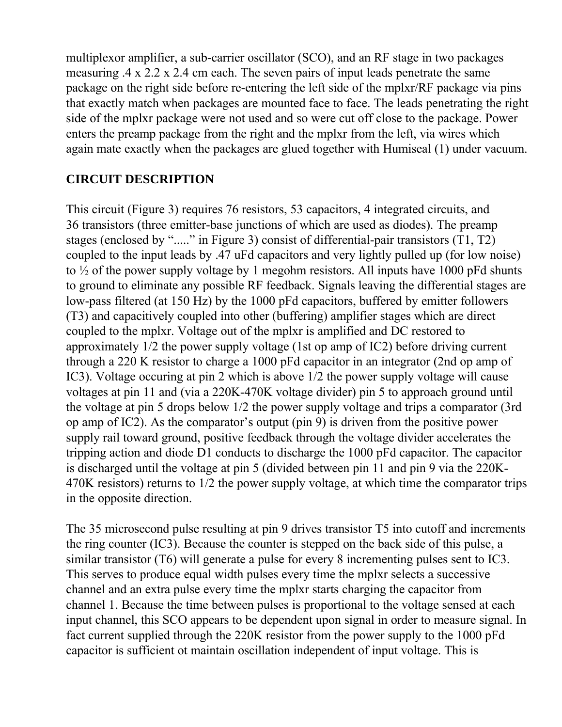multiplexor amplifier, a sub-carrier oscillator (SCO), and an RF stage in two packages measuring .4 x 2.2 x 2.4 cm each. The seven pairs of input leads penetrate the same package on the right side before re-entering the left side of the mplxr/RF package via pins that exactly match when packages are mounted face to face. The leads penetrating the right side of the mplxr package were not used and so were cut off close to the package. Power enters the preamp package from the right and the mplxr from the left, via wires which again mate exactly when the packages are glued together with Humiseal (1) under vacuum.

## CIRCUIT DESCRIPTION

This circuit (Figure 3) requires 76 resistors, 53 capacitors, 4 integrated circuits, and 36 transistors (three emitter-base junctions of which are used as diodes). The preamp stages (enclosed by "....." in Figure 3) consist of differential-pair transistors (T1, T2) coupled to the input leads by .47 uFd capacitors and very lightly pulled up (for low noise) to ½ of the power supply voltage by 1 megohm resistors. All inputs have 1000 pFd shunts to ground to eliminate any possible RF feedback. Signals leaving the differential stages are low-pass filtered (at 150 Hz) by the 1000 pFd capacitors, buffered by emitter followers (T3) and capacitively coupled into other (buffering) amplifier stages which are direct coupled to the mplxr. Voltage out of the mplxr is amplified and DC restored to approximately 1/2 the power supply voltage (1st op amp of IC2) before driving current through a 220 K resistor to charge a 1000 pFd capacitor in an integrator (2nd op amp of IC3). Voltage occuring at pin 2 which is above 1/2 the power supply voltage will cause voltages at pin 11 and (via a 220K-470K voltage divider) pin 5 to approach ground until the voltage at pin 5 drops below 1/2 the power supply voltage and trips a comparator (3rd op amp of IC2). As the comparator's output (pin 9) is driven from the positive power supply rail toward ground, positive feedback through the voltage divider accelerates the tripping action and diode D1 conducts to discharge the 1000 pFd capacitor. The capacitor is discharged until the voltage at pin 5 (divided between pin 11 and pin 9 via the 220K-470K resistors) returns to 1/2 the power supply voltage, at which time the comparator trips in the opposite direction.

The 35 microsecond pulse resulting at pin 9 drives transistor T5 into cutoff and increments the ring counter (IC3). Because the counter is stepped on the back side of this pulse, a similar transistor (T6) will generate a pulse for every 8 incrementing pulses sent to IC3. This serves to produce equal width pulses every time the mplxr selects a successive channel and an extra pulse every time the mplxr starts charging the capacitor from channel 1. Because the time between pulses is proportional to the voltage sensed at each input channel, this SCO appears to be dependent upon signal in order to measure signal. In fact current supplied through the 220K resistor from the power supply to the 1000 pFd capacitor is sufficient ot maintain oscillation independent of input voltage. This is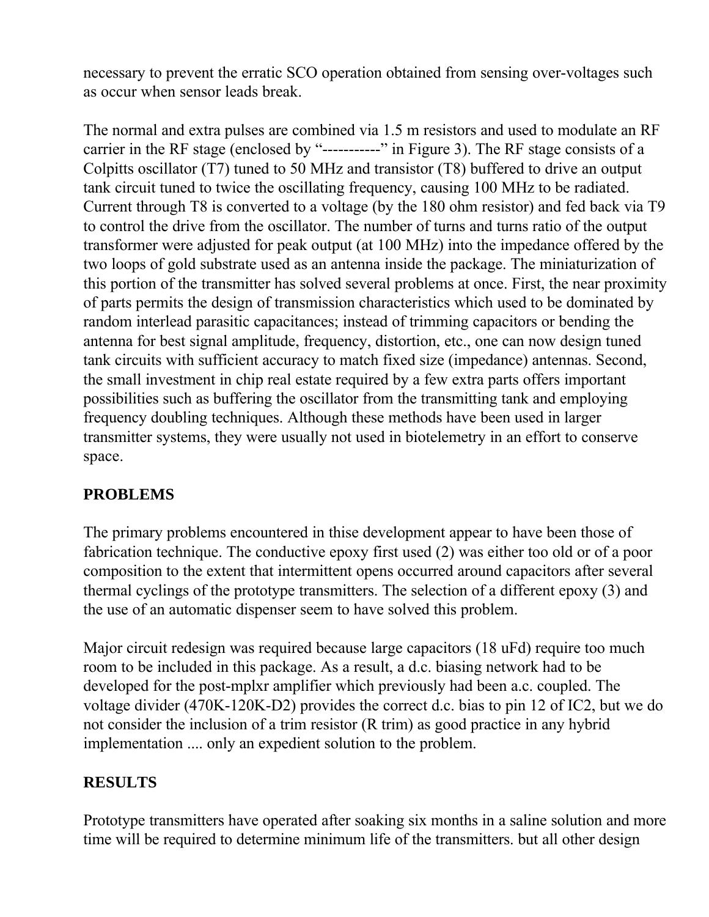necessary to prevent the erratic SCO operation obtained from sensing over-voltages such as occur when sensor leads break.

The normal and extra pulses are combined via 1.5 m resistors and used to modulate an RF carrier in the RF stage (enclosed by "-----------" in Figure 3). The RF stage consists of a Colpitts oscillator (T7) tuned to 50 MHz and transistor (T8) buffered to drive an output tank circuit tuned to twice the oscillating frequency, causing 100 MHz to be radiated. Current through T8 is converted to a voltage (by the 180 ohm resistor) and fed back via T9 to control the drive from the oscillator. The number of turns and turns ratio of the output transformer were adjusted for peak output (at 100 MHz) into the impedance offered by the two loops of gold substrate used as an antenna inside the package. The miniaturization of this portion of the transmitter has solved several problems at once. First, the near proximity of parts permits the design of transmission characteristics which used to be dominated by random interlead parasitic capacitances; instead of trimming capacitors or bending the antenna for best signal amplitude, frequency, distortion, etc., one can now design tuned tank circuits with sufficient accuracy to match fixed size (impedance) antennas. Second, the small investment in chip real estate required by a few extra parts offers important possibilities such as buffering the oscillator from the transmitting tank and employing frequency doubling techniques. Although these methods have been used in larger transmitter systems, they were usually not used in biotelemetry in an effort to conserve space.

## PROBLEMS

The primary problems encountered in thise development appear to have been those of fabrication technique. The conductive epoxy first used (2) was either too old or of a poor composition to the extent that intermittent opens occurred around capacitors after several thermal cyclings of the prototype transmitters. The selection of a different epoxy (3) and the use of an automatic dispenser seem to have solved this problem.

Major circuit redesign was required because large capacitors (18 uFd) require too much room to be included in this package. As a result, a d.c. biasing network had to be developed for the post-mplxr amplifier which previously had been a.c. coupled. The voltage divider (470K-120K-D2) provides the correct d.c. bias to pin 12 of IC2, but we do not consider the inclusion of a trim resistor (R trim) as good practice in any hybrid implementation .... only an expedient solution to the problem.

## RESULTS

Prototype transmitters have operated after soaking six months in a saline solution and more time will be required to determine minimum life of the transmitters. but all other design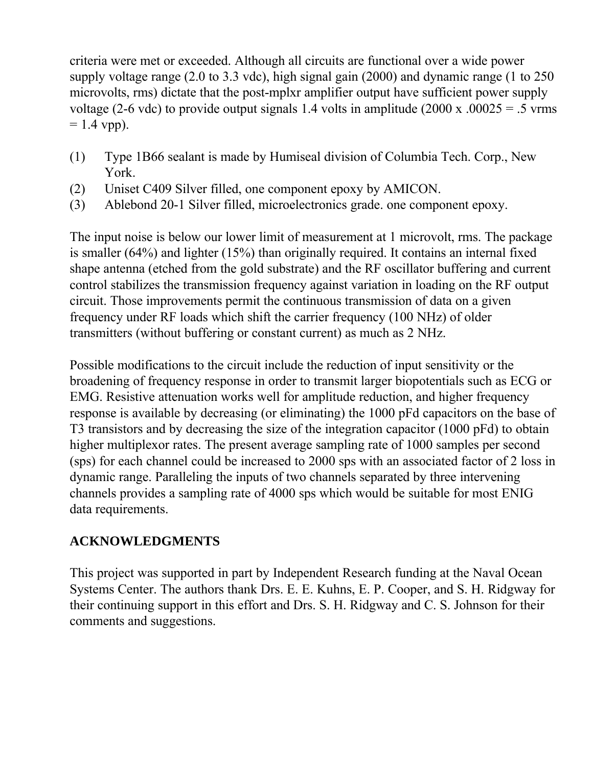criteria were met or exceeded. Although all circuits are functional over a wide power supply voltage range (2.0 to 3.3 vdc), high signal gain (2000) and dynamic range (1 to 250 microvolts, rms) dictate that the post-mplxr amplifier output have sufficient power supply voltage (2-6 vdc) to provide output signals 1.4 volts in amplitude (2000 x .00025 = .5 vrms = 1.4 vpp).

(1) Type 1B66 sealant is made by Humiseal division of Columbia Tech. Corp., New York.
(2) Uniset C409 Silver filled, one component epoxy by AMICON.
(3) Ablebond 20-1 Silver filled, microelectronics grade. one component epoxy.

The input noise is below our lower limit of measurement at 1 microvolt, rms. The package is smaller (64%) and lighter (15%) than originally required. It contains an internal fixed shape antenna (etched from the gold substrate) and the RF oscillator buffering and current control stabilizes the transmission frequency against variation in loading on the RF output circuit. Those improvements permit the continuous transmission of data on a given frequency under RF loads which shift the carrier frequency (100 NHz) of older transmitters (without buffering or constant current) as much as 2 NHz.

Possible modifications to the circuit include the reduction of input sensitivity or the broadening of frequency response in order to transmit larger biopotentials such as ECG or EMG. Resistive attenuation works well for amplitude reduction, and higher frequency response is available by decreasing (or eliminating) the 1000 pFd capacitors on the base of T3 transistors and by decreasing the size of the integration capacitor (1000 pFd) to obtain higher multiplexor rates. The present average sampling rate of 1000 samples per second (sps) for each channel could be increased to 2000 sps with an associated factor of 2 loss in dynamic range. Paralleling the inputs of two channels separated by three intervening channels provides a sampling rate of 4000 sps which would be suitable for most ENIG data requirements.

## ACKNOWLEDGMENTS

This project was supported in part by Independent Research funding at the Naval Ocean Systems Center. The authors thank Drs. E. E. Kuhns, E. P. Cooper, and S. H. Ridgway for their continuing support in this effort and Drs. S. H. Ridgway and C. S. Johnson for their comments and suggestions.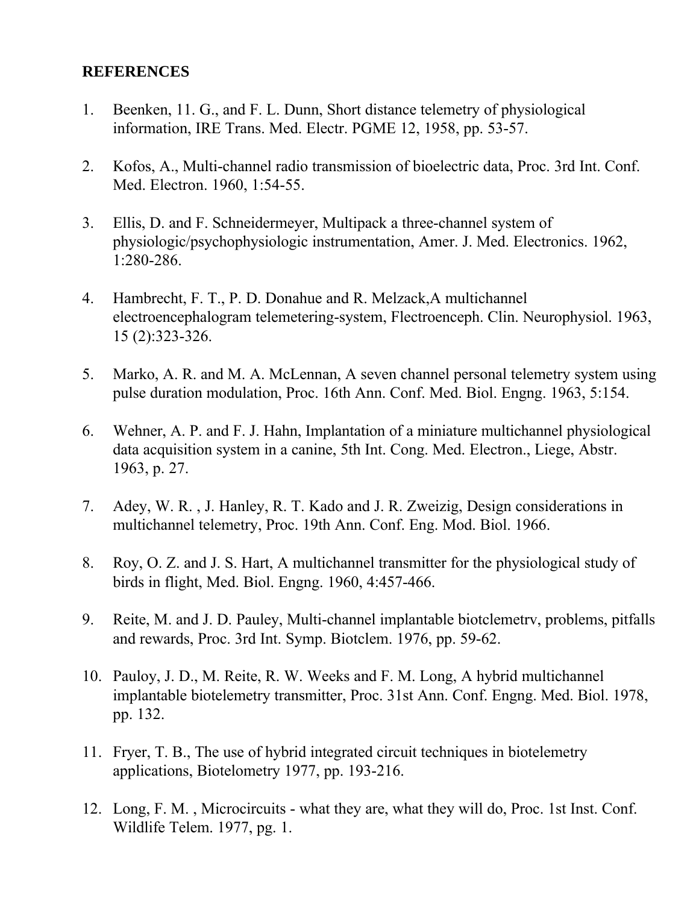**REFERENCES**

1. Beenken, 11. G., and F. L. Dunn, Short distance telemetry of physiological information, IRE Trans. Med. Electr. PGME 12, 1958, pp. 53-57.

2. Kofos, A., Multi-channel radio transmission of bioelectric data, Proc. 3rd Int. Conf. Med. Electron. 1960, 1:54-55.

3. Ellis, D. and F. Schneidermeyer, Multipack a three-channel system of physiologic/psychophysiologic instrumentation, Amer. J. Med. Electronics. 1962, 1:280-286.

4. Hambrecht, F. T., P. D. Donahue and R. Melzack,A multichannel electroencephalogram telemetering-system, Flectroenceph. Clin. Neurophysiol. 1963, 15 (2):323-326.

5. Marko, A. R. and M. A. McLennan, A seven channel personal telemetry system using pulse duration modulation, Proc. 16th Ann. Conf. Med. Biol. Engng. 1963, 5:154.

6. Wehner, A. P. and F. J. Hahn, Implantation of a miniature multichannel physiological data acquisition system in a canine, 5th Int. Cong. Med. Electron., Liege, Abstr. 1963, p. 27.

7. Adey, W. R. , J. Hanley, R. T. Kado and J. R. Zweizig, Design considerations in multichannel telemetry, Proc. 19th Ann. Conf. Eng. Mod. Biol. 1966.

8. Roy, O. Z. and J. S. Hart, A multichannel transmitter for the physiological study of birds in flight, Med. Biol. Engng. 1960, 4:457-466.

9. Reite, M. and J. D. Pauley, Multi-channel implantable biotclemetrv, problems, pitfalls and rewards, Proc. 3rd Int. Symp. Biotclem. 1976, pp. 59-62.

10. Pauloy, J. D., M. Reite, R. W. Weeks and F. M. Long, A hybrid multichannel implantable biotelemetry transmitter, Proc. 31st Ann. Conf. Engng. Med. Biol. 1978, pp. 132.

11. Fryer, T. B., The use of hybrid integrated circuit techniques in biotelemetry applications, Biotelometry 1977, pp. 193-216.

12. Long, F. M. , Microcircuits - what they are, what they will do, Proc. 1st Inst. Conf. Wildlife Telem. 1977, pg. 1.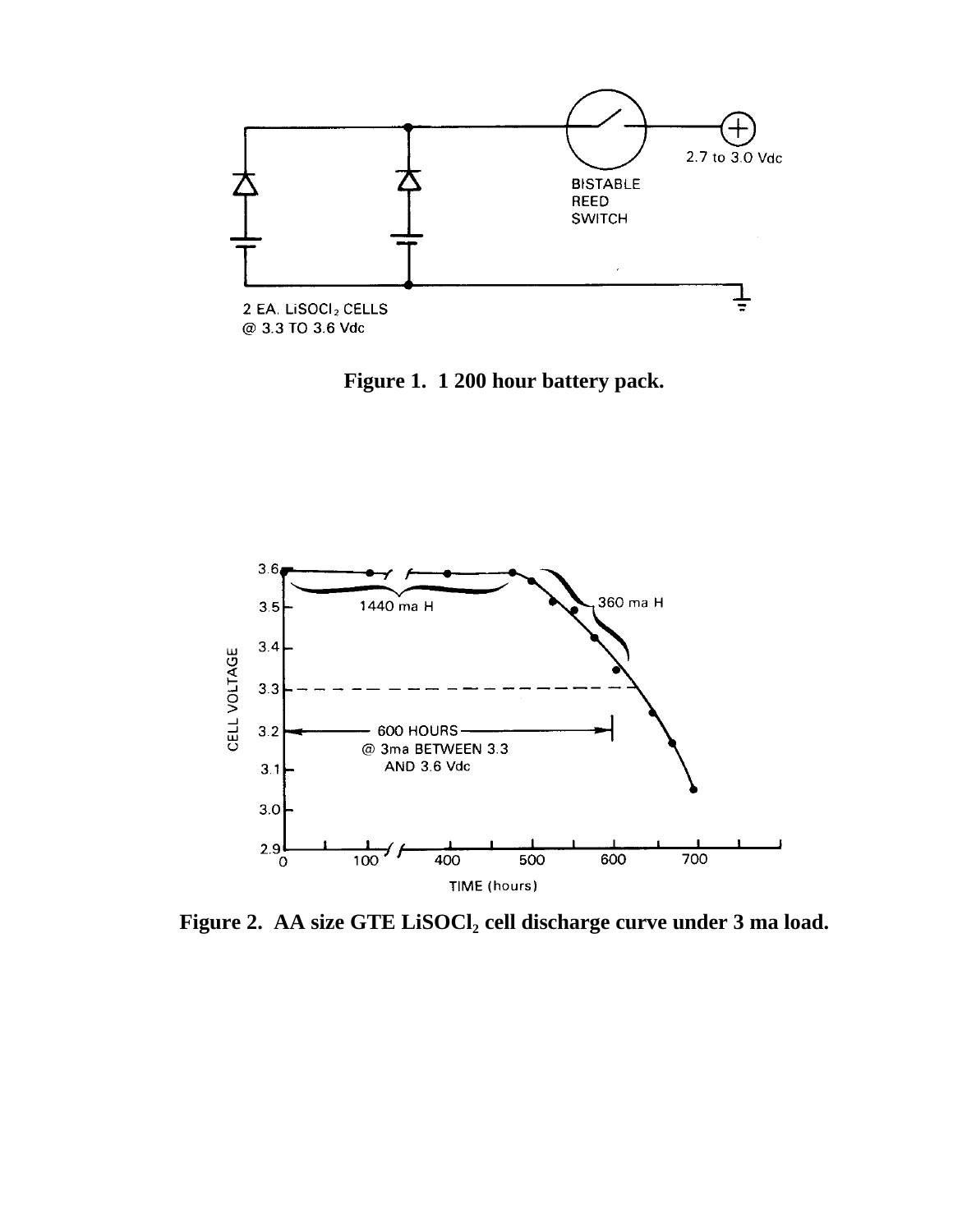2.7 to 3.0 Vdc

BISTABLE
REED
SWITCH

2 EA. $LiSOCl_2$ CELLS
@ 3.3 TO 3.6 Vdc

**Figure 1. 1 200 hour battery pack.**

1440 ma H

360 ma H

600 HOURS
@ 3ma BETWEEN 3.3
AND 3.6 Vdc

CELL VOLTAGE

TIME (hours)

**Figure 2. AA size GTE $LiSOCl_2$ cell discharge curve under 3 ma load.**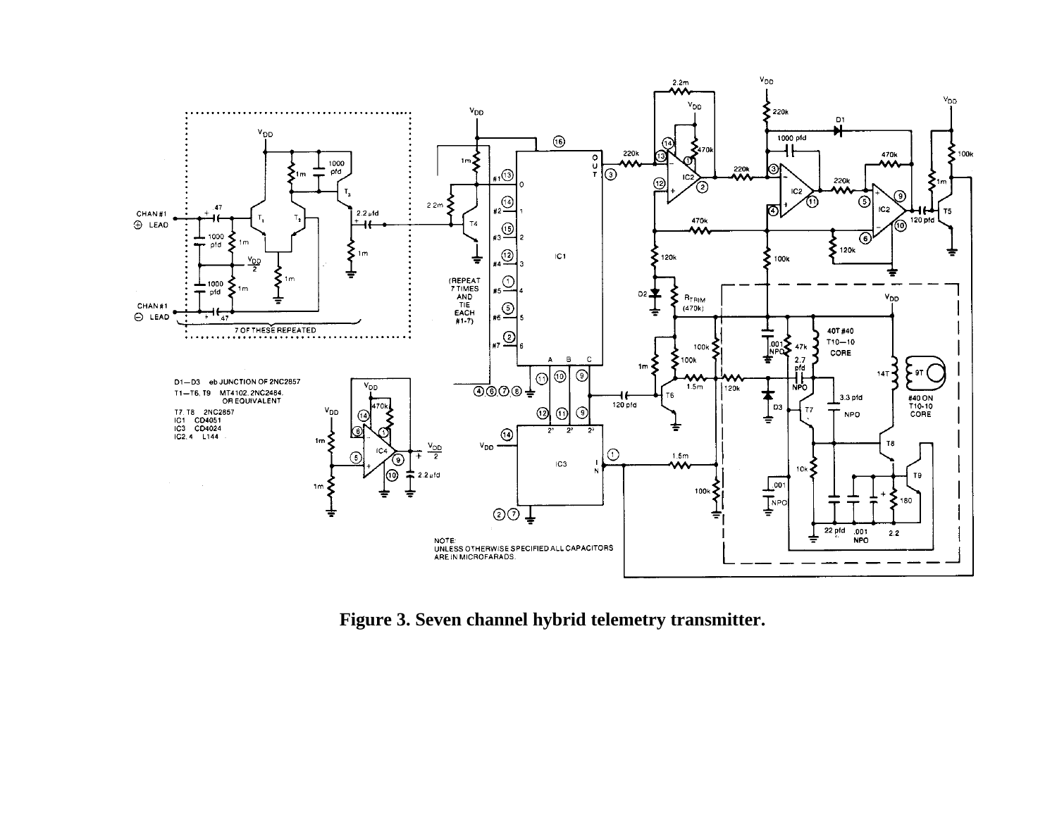Figure 3. Seven channel hybrid telemetry transmitter.